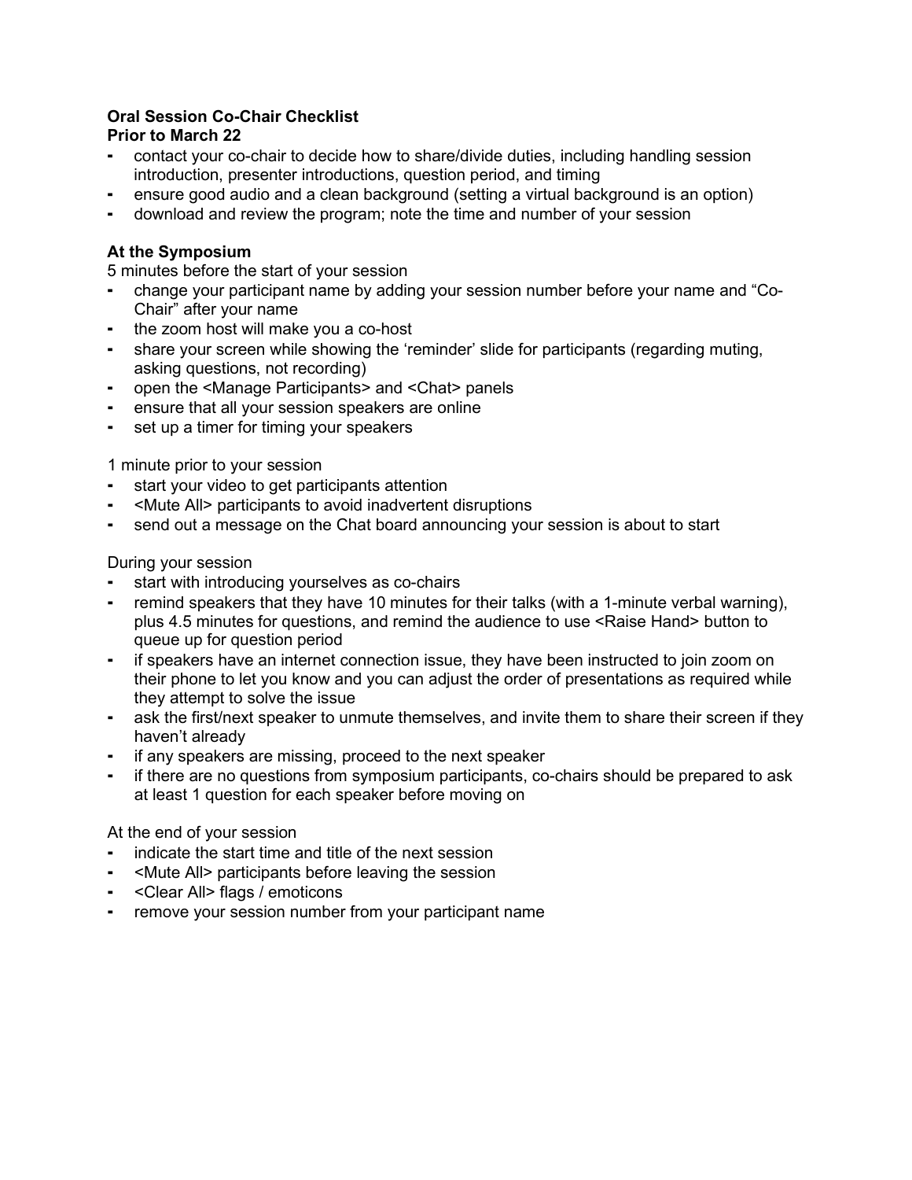**Oral Session Co-Chair Checklist**

**Prior to March 22**

- contact your co-chair to decide how to share/divide duties, including handling session introduction, presenter introductions, question period, and timing
- ensure good audio and a clean background (setting a virtual background is an option)
- download and review the program; note the time and number of your session

**At the Symposium**

5 minutes before the start of your session

- change your participant name by adding your session number before your name and "Co-Chair" after your name
- the zoom host will make you a co-host
- share your screen while showing the 'reminder' slide for participants (regarding muting, asking questions, not recording)
- open the <Manage Participants> and <Chat> panels
- ensure that all your session speakers are online
- set up a timer for timing your speakers

1 minute prior to your session

- start your video to get participants attention
- <Mute All> participants to avoid inadvertent disruptions
- send out a message on the Chat board announcing your session is about to start

During your session

- start with introducing yourselves as co-chairs
- remind speakers that they have 10 minutes for their talks (with a 1-minute verbal warning), plus 4.5 minutes for questions, and remind the audience to use <Raise Hand> button to queue up for question period
- if speakers have an internet connection issue, they have been instructed to join zoom on their phone to let you know and you can adjust the order of presentations as required while they attempt to solve the issue
- ask the first/next speaker to unmute themselves, and invite them to share their screen if they haven't already
- if any speakers are missing, proceed to the next speaker
- if there are no questions from symposium participants, co-chairs should be prepared to ask at least 1 question for each speaker before moving on

At the end of your session

- indicate the start time and title of the next session
- <Mute All> participants before leaving the session
- <Clear All> flags / emoticons
- remove your session number from your participant name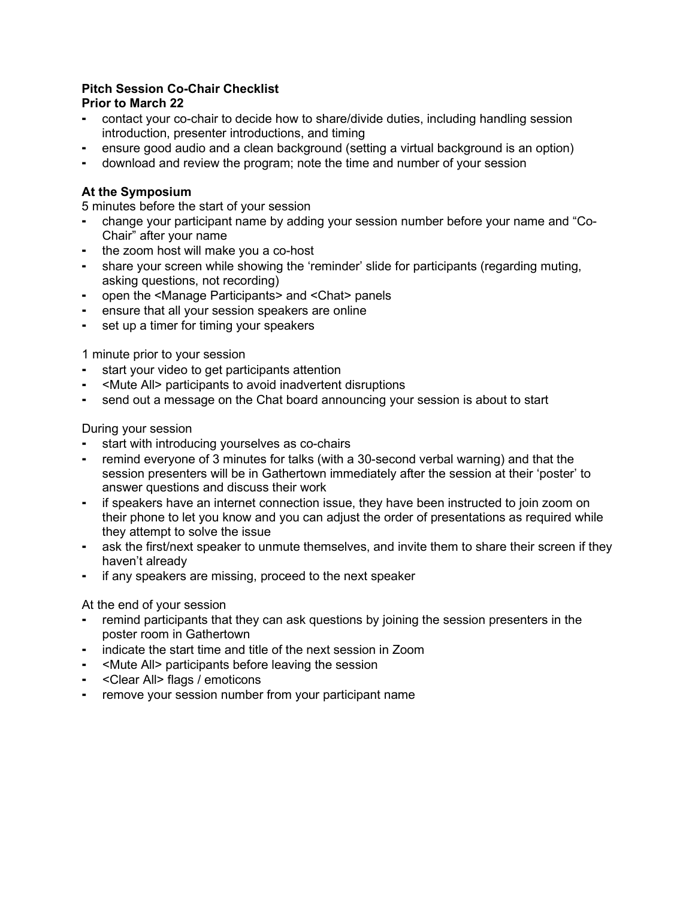**Pitch Session Co-Chair Checklist**

**Prior to March 22**

- contact your co-chair to decide how to share/divide duties, including handling session introduction, presenter introductions, and timing
- ensure good audio and a clean background (setting a virtual background is an option)
- download and review the program; note the time and number of your session

**At the Symposium**

5 minutes before the start of your session

- change your participant name by adding your session number before your name and "Co-Chair" after your name
- the zoom host will make you a co-host
- share your screen while showing the 'reminder' slide for participants (regarding muting, asking questions, not recording)
- open the <Manage Participants> and <Chat> panels
- ensure that all your session speakers are online
- set up a timer for timing your speakers

1 minute prior to your session

- start your video to get participants attention
- <Mute All> participants to avoid inadvertent disruptions
- send out a message on the Chat board announcing your session is about to start

During your session

- start with introducing yourselves as co-chairs
- remind everyone of 3 minutes for talks (with a 30-second verbal warning) and that the session presenters will be in Gathertown immediately after the session at their 'poster' to answer questions and discuss their work
- if speakers have an internet connection issue, they have been instructed to join zoom on their phone to let you know and you can adjust the order of presentations as required while they attempt to solve the issue
- ask the first/next speaker to unmute themselves, and invite them to share their screen if they haven't already
- if any speakers are missing, proceed to the next speaker

At the end of your session

- remind participants that they can ask questions by joining the session presenters in the poster room in Gathertown
- indicate the start time and title of the next session in Zoom
- <Mute All> participants before leaving the session
- <Clear All> flags / emoticons
- remove your session number from your participant name